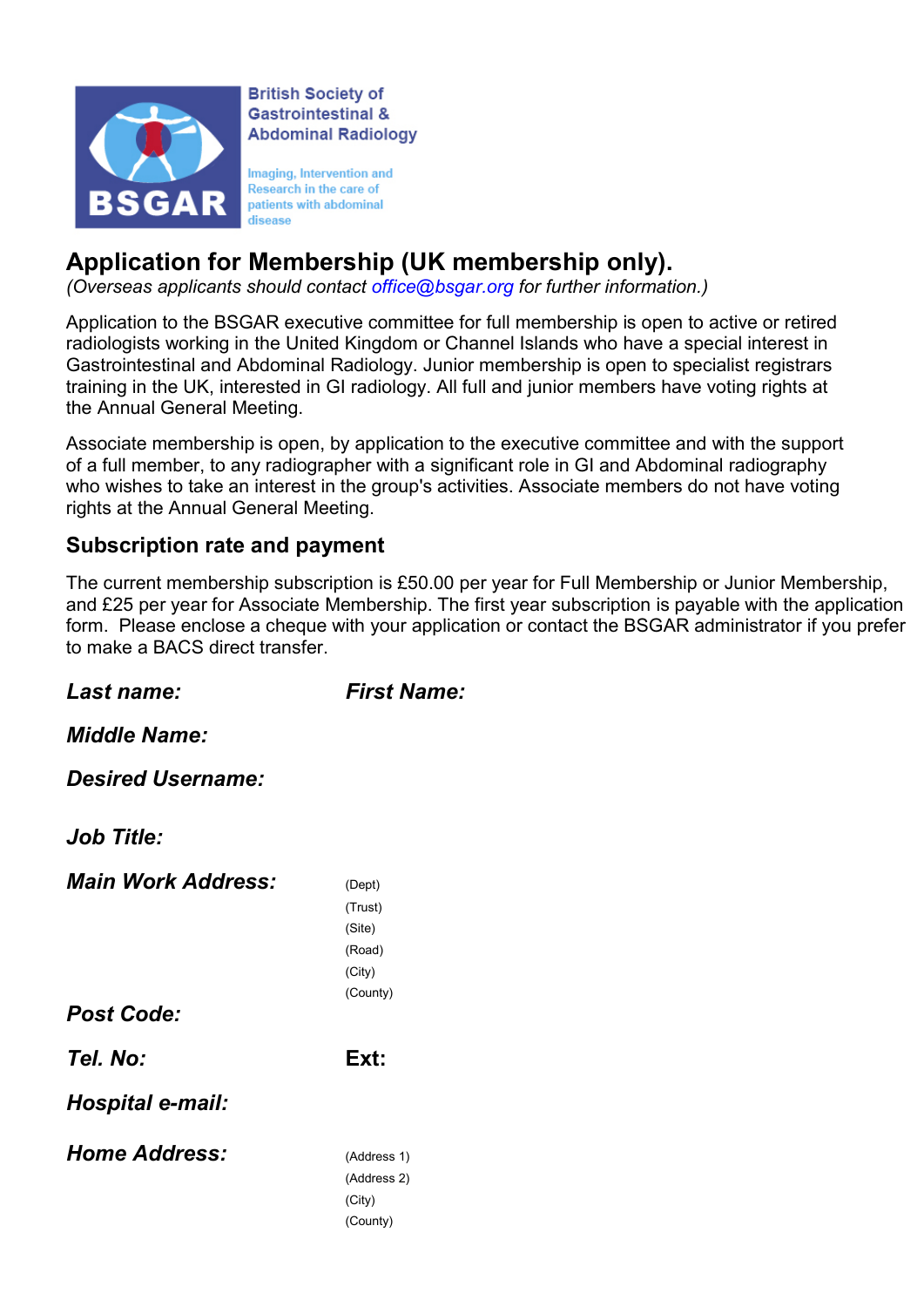British Society of Gastrointestinal & Abdominal Radiology

Imaging, Intervention and Research in the care of patients with abdominal disease

BSGAR

# Application for Membership (UK membership only).

*(Overseas applicants should contact office@bsgar.org for further information.)*

Application to the BSGAR executive committee for full membership is open to active or retired radiologists working in the United Kingdom or Channel Islands who have a special interest in Gastrointestinal and Abdominal Radiology. Junior membership is open to specialist registrars training in the UK, interested in GI radiology. All full and junior members have voting rights at the Annual General Meeting.

Associate membership is open, by application to the executive committee and with the support of a full member, to any radiographer with a significant role in GI and Abdominal radiography who wishes to take an interest in the group's activities. Associate members do not have voting rights at the Annual General Meeting.

## Subscription rate and payment

The current membership subscription is £50.00 per year for Full Membership or Junior Membership, and £25 per year for Associate Membership. The first year subscription is payable with the application form. Please enclose a cheque with your application or contact the BSGAR administrator if you prefer to make a BACS direct transfer.

***Last name:*** ***First Name:***

***Middle Name:***

***Desired Username:***

***Job Title:***

***Main Work Address:***
(Dept)
(Trust)
(Site)
(Road)
(City)
(County)

***Post Code:***

***Tel. No:*** **Ext:**

***Hospital e-mail:***

***Home Address:***
(Address 1)
(Address 2)
(City)
(County)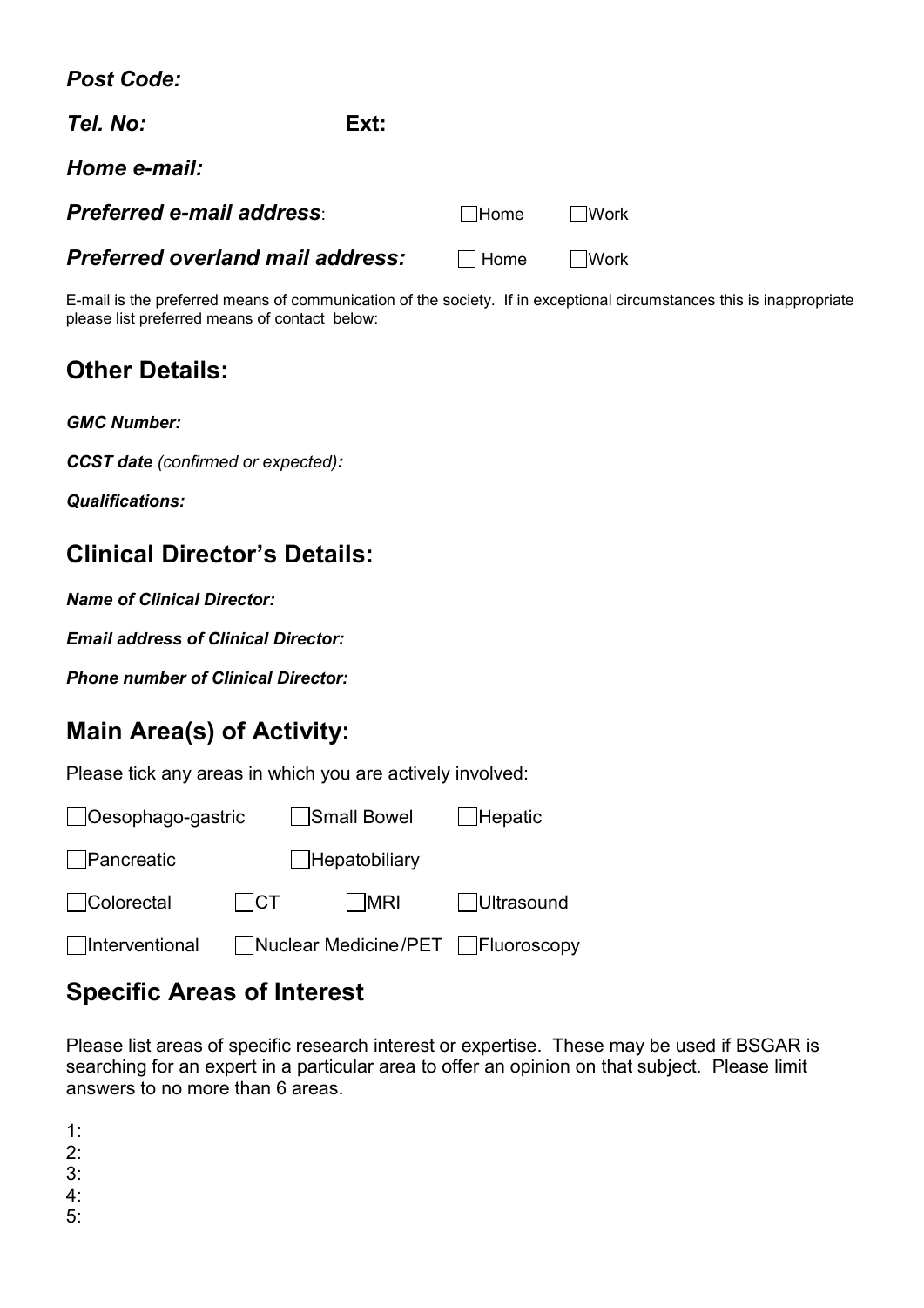***Post Code:***

***Tel. No:*** **Ext:**

***Home e-mail:***

***Preferred e-mail address***: ☐Home ☐Work

***Preferred overland mail address:*** ☐ Home ☐Work

E-mail is the preferred means of communication of the society. If in exceptional circumstances this is inappropriate please list preferred means of contact below:

## Other Details:

***GMC Number:***

***CCST date*** *(confirmed or expected)**:***

***Qualifications:***

## Clinical Director's Details:

***Name of Clinical Director:***

***Email address of Clinical Director:***

***Phone number of Clinical Director:***

## Main Area(s) of Activity:

Please tick any areas in which you are actively involved:

☐Oesophago-gastric ☐Small Bowel ☐Hepatic

☐Pancreatic ☐Hepatobiliary

☐Colorectal ☐CT ☐MRI ☐Ultrasound

☐Interventional ☐Nuclear Medicine/PET ☐Fluoroscopy

## Specific Areas of Interest

Please list areas of specific research interest or expertise. These may be used if BSGAR is searching for an expert in a particular area to offer an opinion on that subject. Please limit answers to no more than 6 areas.

1:
2:
3:
4:
5: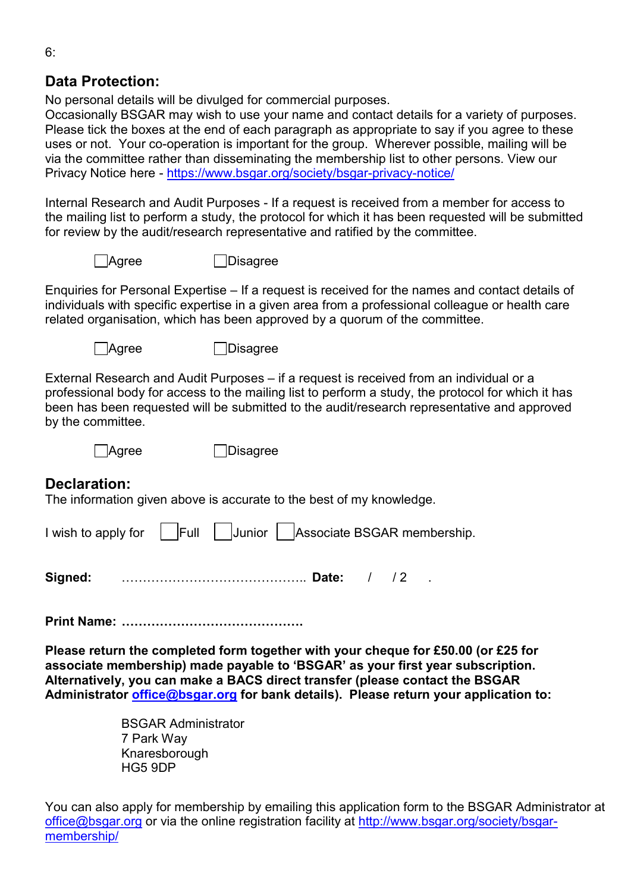6:

## Data Protection:

No personal details will be divulged for commercial purposes.
Occasionally BSGAR may wish to use your name and contact details for a variety of purposes. Please tick the boxes at the end of each paragraph as appropriate to say if you agree to these uses or not. Your co-operation is important for the group. Wherever possible, mailing will be via the committee rather than disseminating the membership list to other persons. View our Privacy Notice here - https://www.bsgar.org/society/bsgar-privacy-notice/

Internal Research and Audit Purposes - If a request is received from a member for access to the mailing list to perform a study, the protocol for which it has been requested will be submitted for review by the audit/research representative and ratified by the committee.

☐ Agree ☐ Disagree

Enquiries for Personal Expertise – If a request is received for the names and contact details of individuals with specific expertise in a given area from a professional colleague or health care related organisation, which has been approved by a quorum of the committee.

☐ Agree ☐ Disagree

External Research and Audit Purposes – if a request is received from an individual or a professional body for access to the mailing list to perform a study, the protocol for which it has been has been requested will be submitted to the audit/research representative and approved by the committee.

☐ Agree ☐ Disagree

## Declaration:

The information given above is accurate to the best of my knowledge.

I wish to apply for ☐ Full ☐ Junior ☐ Associate BSGAR membership.

**Signed:** …………………………………….. **Date:** / / 2 .

**Print Name: ……………………………………**

**Please return the completed form together with your cheque for £50.00 (or £25 for associate membership) made payable to 'BSGAR' as your first year subscription. Alternatively, you can make a BACS direct transfer (please contact the BSGAR Administrator office@bsgar.org for bank details). Please return your application to:**

BSGAR Administrator
7 Park Way
Knaresborough
HG5 9DP

You can also apply for membership by emailing this application form to the BSGAR Administrator at office@bsgar.org or via the online registration facility at http://www.bsgar.org/society/bsgar-membership/